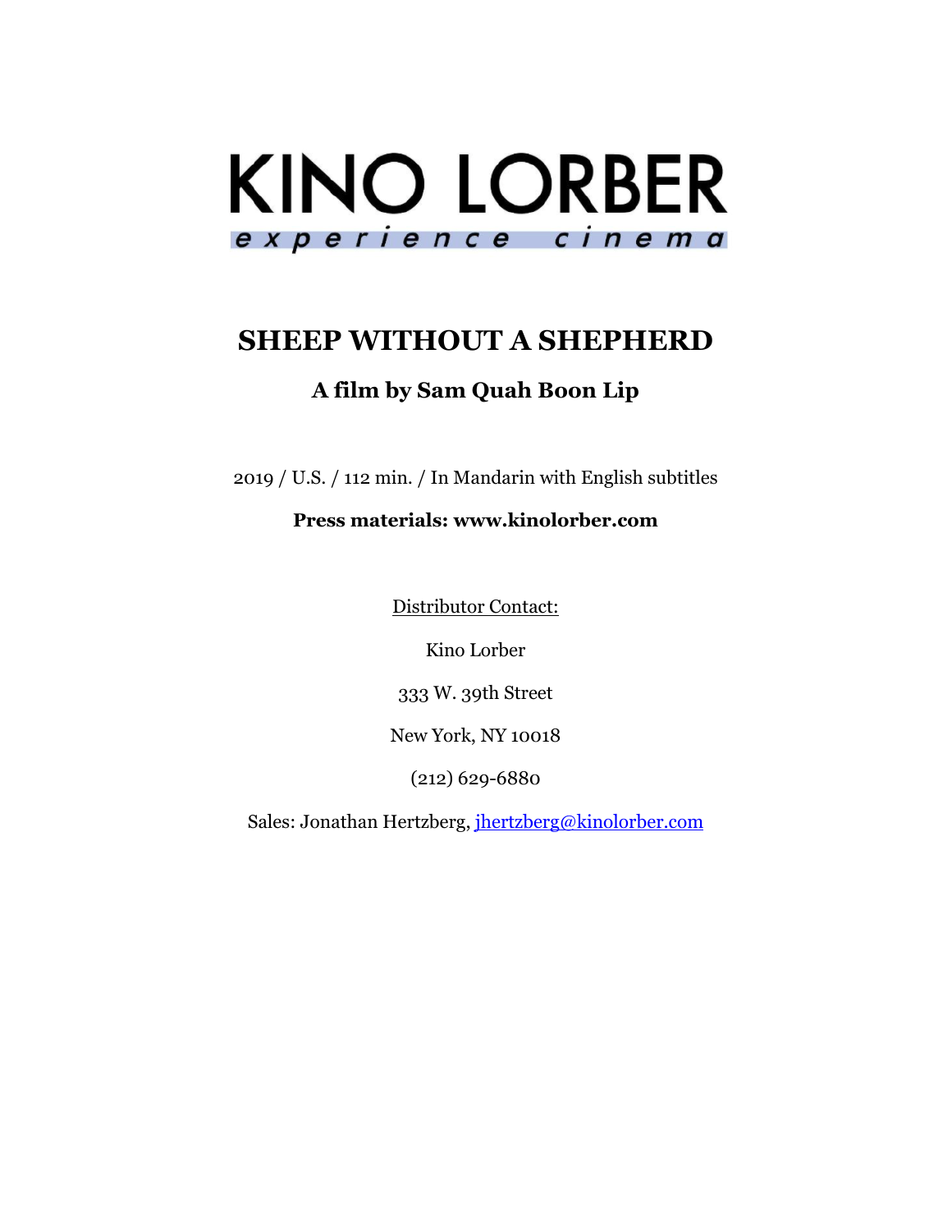KINO LORBER

*experience cinema*

# SHEEP WITHOUT A SHEPHERD

## A film by Sam Quah Boon Lip

2019 / U.S. / 112 min. / In Mandarin with English subtitles

**Press materials: www.kinolorber.com**

Distributor Contact:

Kino Lorber

333 W. 39th Street

New York, NY 10018

(212) 629-6880

Sales: Jonathan Hertzberg, jhertzberg@kinolorber.com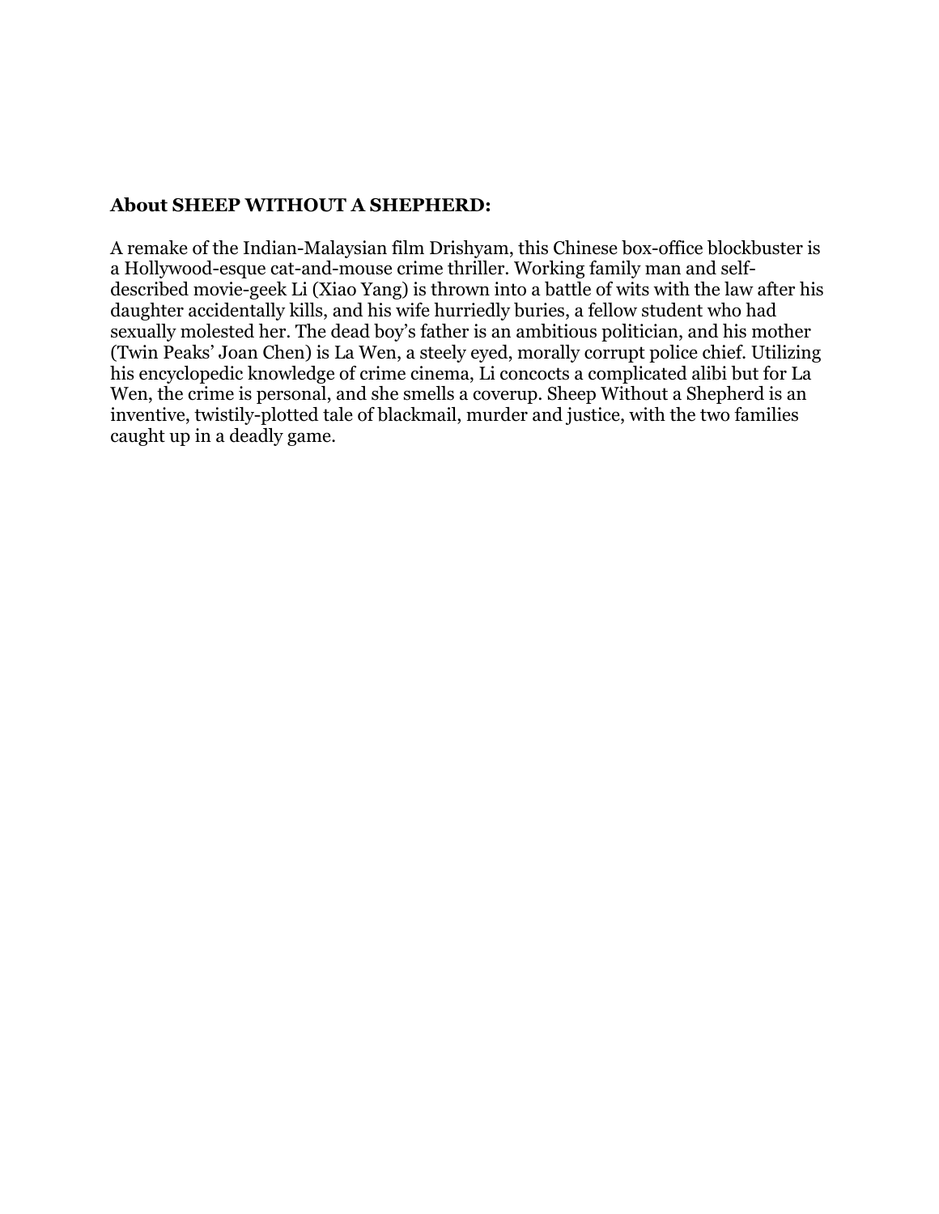**About SHEEP WITHOUT A SHEPHERD:**

A remake of the Indian-Malaysian film Drishyam, this Chinese box-office blockbuster is a Hollywood-esque cat-and-mouse crime thriller. Working family man and self-described movie-geek Li (Xiao Yang) is thrown into a battle of wits with the law after his daughter accidentally kills, and his wife hurriedly buries, a fellow student who had sexually molested her. The dead boy's father is an ambitious politician, and his mother (Twin Peaks' Joan Chen) is La Wen, a steely eyed, morally corrupt police chief. Utilizing his encyclopedic knowledge of crime cinema, Li concocts a complicated alibi but for La Wen, the crime is personal, and she smells a coverup. Sheep Without a Shepherd is an inventive, twistily-plotted tale of blackmail, murder and justice, with the two families caught up in a deadly game.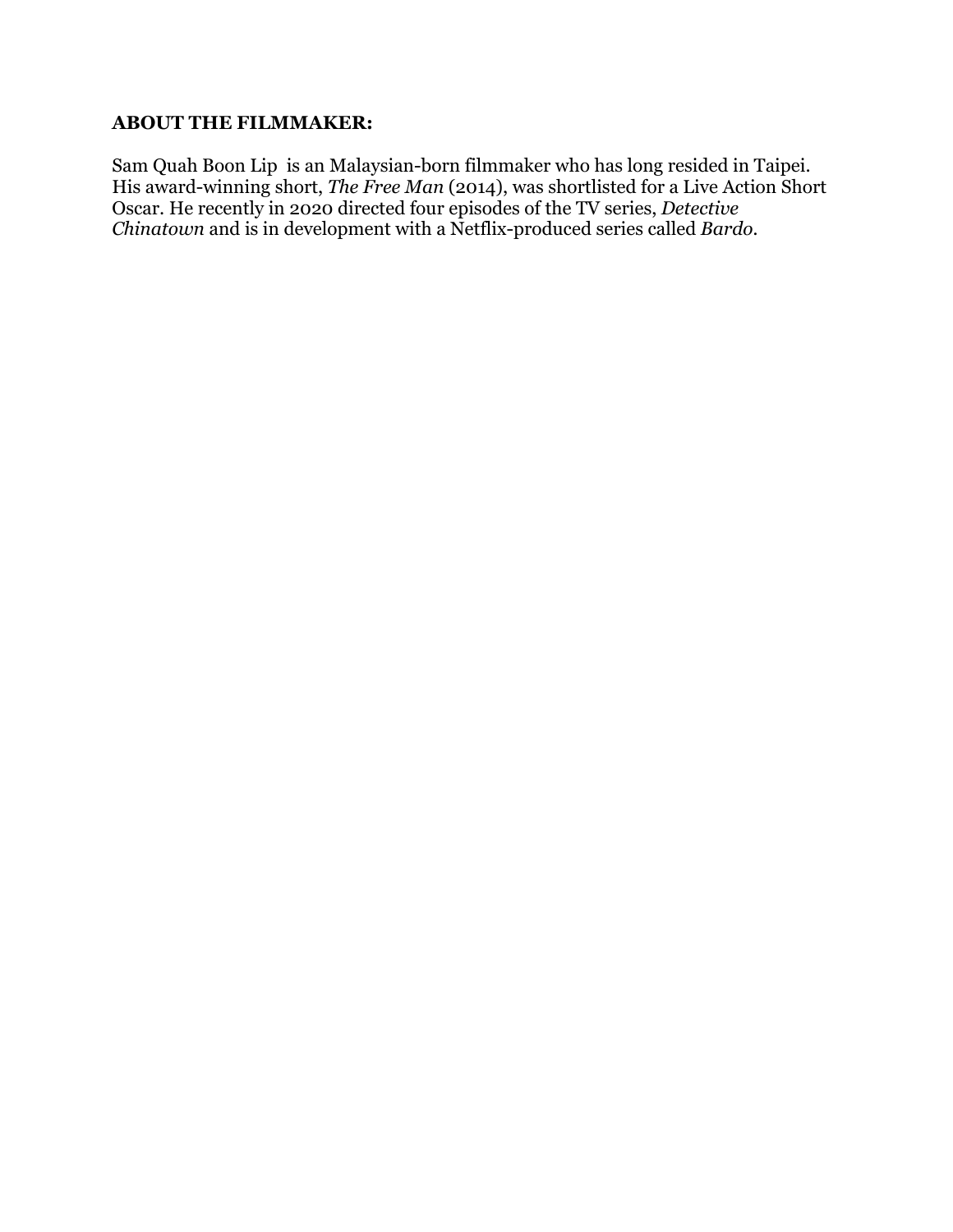**ABOUT THE FILMMAKER:**

Sam Quah Boon Lip is an Malaysian-born filmmaker who has long resided in Taipei. His award-winning short, *The Free Man* (2014), was shortlisted for a Live Action Short Oscar. He recently in 2020 directed four episodes of the TV series, *Detective Chinatown* and is in development with a Netflix-produced series called *Bardo*.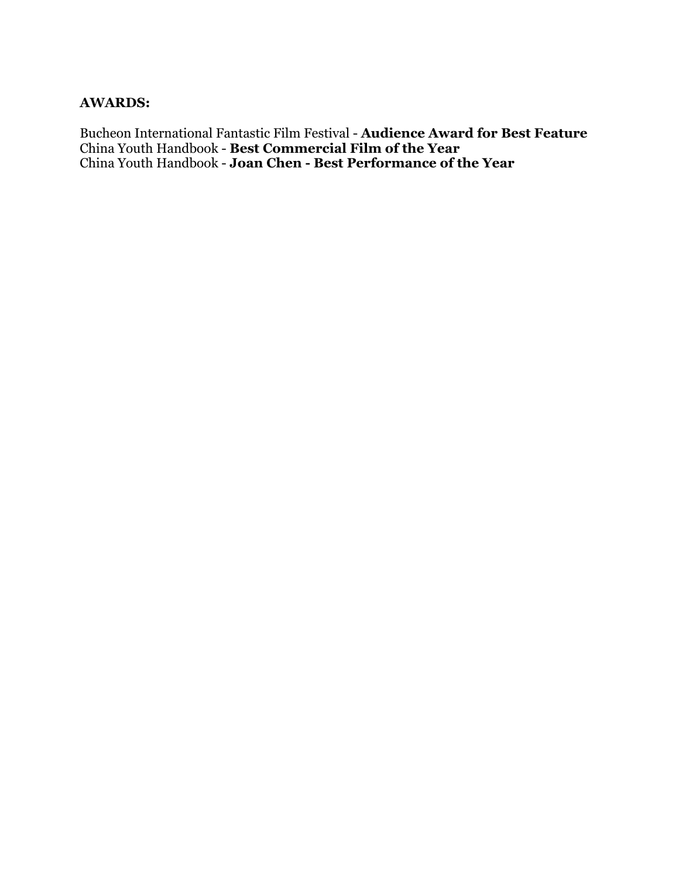**AWARDS:**

Bucheon International Fantastic Film Festival - **Audience Award for Best Feature**
China Youth Handbook - **Best Commercial Film of the Year**
China Youth Handbook - **Joan Chen - Best Performance of the Year**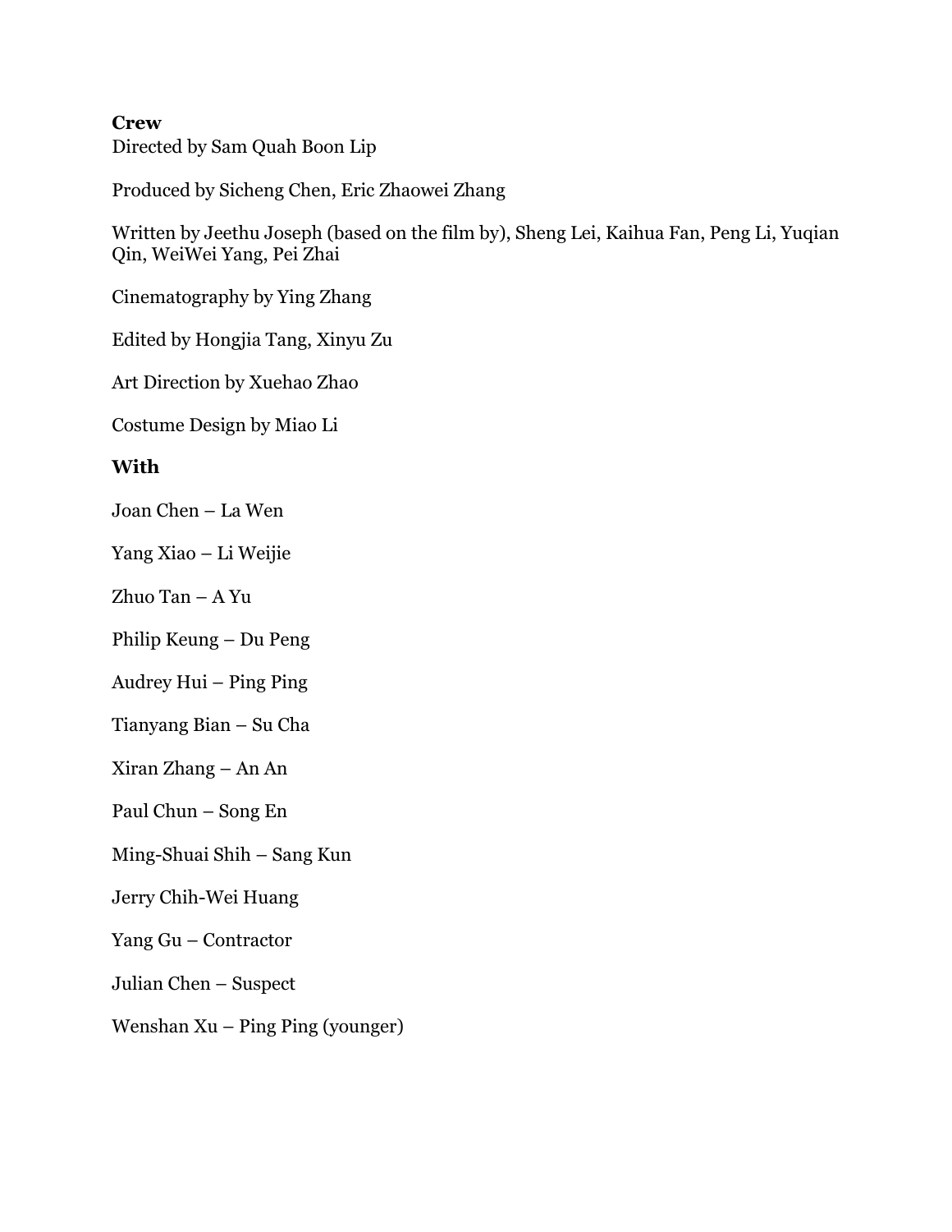**Crew**

Directed by Sam Quah Boon Lip

Produced by Sicheng Chen, Eric Zhaowei Zhang

Written by Jeethu Joseph (based on the film by), Sheng Lei, Kaihua Fan, Peng Li, Yuqian Qin, WeiWei Yang, Pei Zhai

Cinematography by Ying Zhang

Edited by Hongjia Tang, Xinyu Zu

Art Direction by Xuehao Zhao

Costume Design by Miao Li

**With**

Joan Chen – La Wen

Yang Xiao – Li Weijie

Zhuo Tan – A Yu

Philip Keung – Du Peng

Audrey Hui – Ping Ping

Tianyang Bian – Su Cha

Xiran Zhang – An An

Paul Chun – Song En

Ming-Shuai Shih – Sang Kun

Jerry Chih-Wei Huang

Yang Gu – Contractor

Julian Chen – Suspect

Wenshan Xu – Ping Ping (younger)